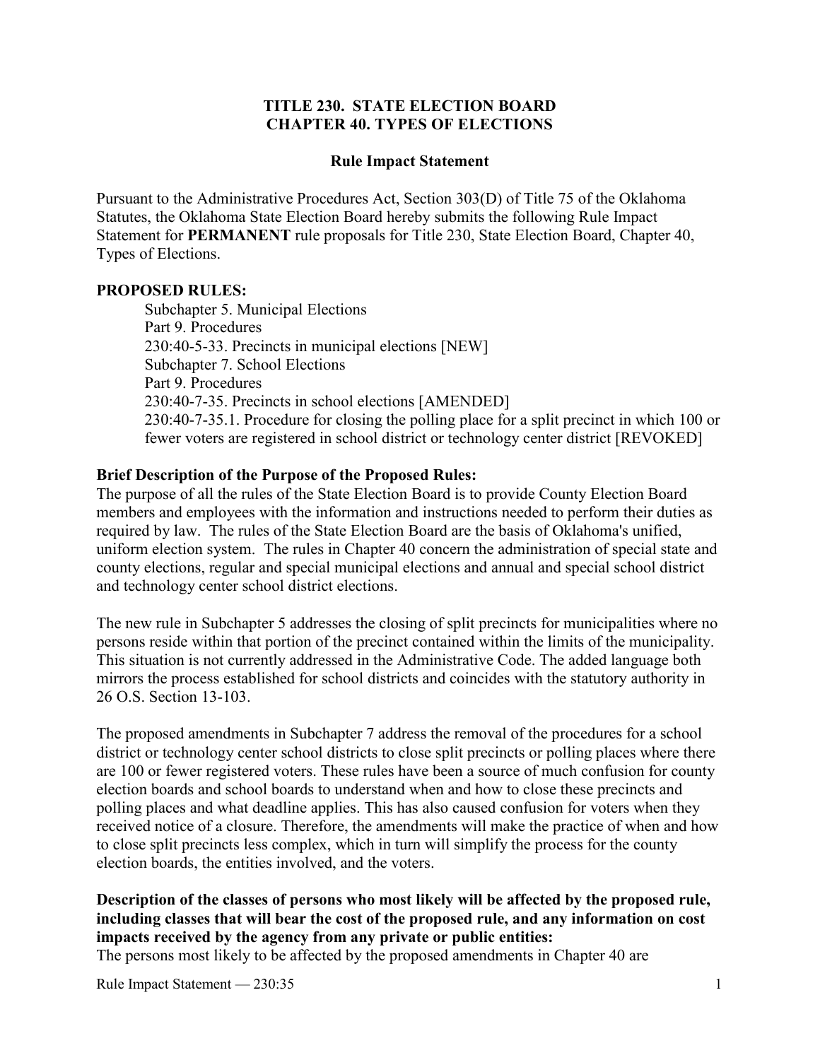# TITLE 230. STATE ELECTION BOARD
# CHAPTER 40. TYPES OF ELECTIONS

## Rule Impact Statement

Pursuant to the Administrative Procedures Act, Section 303(D) of Title 75 of the Oklahoma Statutes, the Oklahoma State Election Board hereby submits the following Rule Impact Statement for **PERMANENT** rule proposals for Title 230, State Election Board, Chapter 40, Types of Elections.

**PROPOSED RULES:**

Subchapter 5. Municipal Elections
Part 9. Procedures
230:40-5-33. Precincts in municipal elections [NEW]
Subchapter 7. School Elections
Part 9. Procedures
230:40-7-35. Precincts in school elections [AMENDED]
230:40-7-35.1. Procedure for closing the polling place for a split precinct in which 100 or fewer voters are registered in school district or technology center district [REVOKED]

**Brief Description of the Purpose of the Proposed Rules:**

The purpose of all the rules of the State Election Board is to provide County Election Board members and employees with the information and instructions needed to perform their duties as required by law. The rules of the State Election Board are the basis of Oklahoma's unified, uniform election system. The rules in Chapter 40 concern the administration of special state and county elections, regular and special municipal elections and annual and special school district and technology center school district elections.

The new rule in Subchapter 5 addresses the closing of split precincts for municipalities where no persons reside within that portion of the precinct contained within the limits of the municipality. This situation is not currently addressed in the Administrative Code. The added language both mirrors the process established for school districts and coincides with the statutory authority in 26 O.S. Section 13-103.

The proposed amendments in Subchapter 7 address the removal of the procedures for a school district or technology center school districts to close split precincts or polling places where there are 100 or fewer registered voters. These rules have been a source of much confusion for county election boards and school boards to understand when and how to close these precincts and polling places and what deadline applies. This has also caused confusion for voters when they received notice of a closure. Therefore, the amendments will make the practice of when and how to close split precincts less complex, which in turn will simplify the process for the county election boards, the entities involved, and the voters.

**Description of the classes of persons who most likely will be affected by the proposed rule, including classes that will bear the cost of the proposed rule, and any information on cost impacts received by the agency from any private or public entities:**

The persons most likely to be affected by the proposed amendments in Chapter 40 are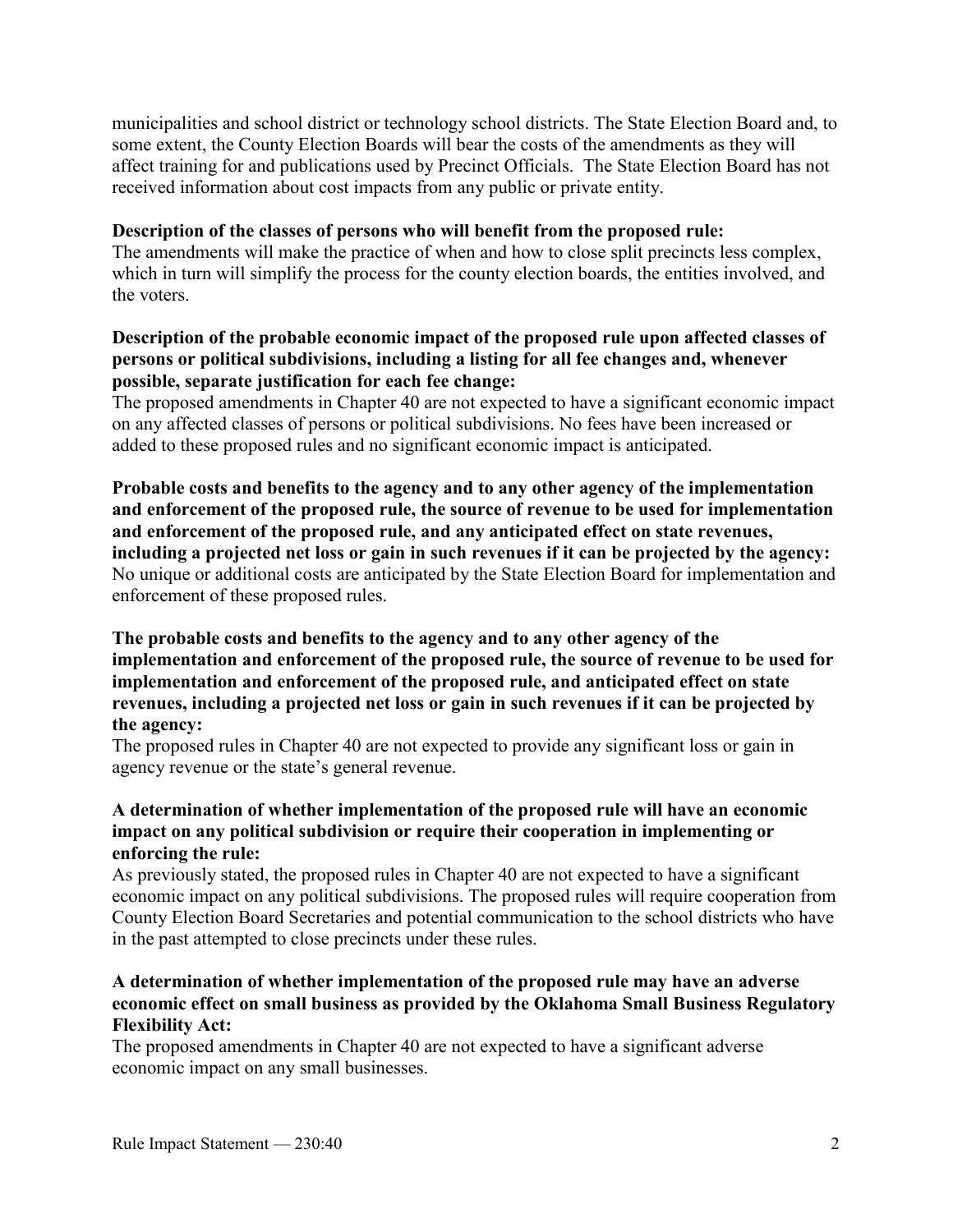municipalities and school district or technology school districts. The State Election Board and, to some extent, the County Election Boards will bear the costs of the amendments as they will affect training for and publications used by Precinct Officials. The State Election Board has not received information about cost impacts from any public or private entity.

**Description of the classes of persons who will benefit from the proposed rule:**
The amendments will make the practice of when and how to close split precincts less complex, which in turn will simplify the process for the county election boards, the entities involved, and the voters.

**Description of the probable economic impact of the proposed rule upon affected classes of persons or political subdivisions, including a listing for all fee changes and, whenever possible, separate justification for each fee change:**
The proposed amendments in Chapter 40 are not expected to have a significant economic impact on any affected classes of persons or political subdivisions. No fees have been increased or added to these proposed rules and no significant economic impact is anticipated.

**Probable costs and benefits to the agency and to any other agency of the implementation and enforcement of the proposed rule, the source of revenue to be used for implementation and enforcement of the proposed rule, and any anticipated effect on state revenues, including a projected net loss or gain in such revenues if it can be projected by the agency:**
No unique or additional costs are anticipated by the State Election Board for implementation and enforcement of these proposed rules.

**The probable costs and benefits to the agency and to any other agency of the implementation and enforcement of the proposed rule, the source of revenue to be used for implementation and enforcement of the proposed rule, and anticipated effect on state revenues, including a projected net loss or gain in such revenues if it can be projected by the agency:**
The proposed rules in Chapter 40 are not expected to provide any significant loss or gain in agency revenue or the state's general revenue.

**A determination of whether implementation of the proposed rule will have an economic impact on any political subdivision or require their cooperation in implementing or enforcing the rule:**
As previously stated, the proposed rules in Chapter 40 are not expected to have a significant economic impact on any political subdivisions. The proposed rules will require cooperation from County Election Board Secretaries and potential communication to the school districts who have in the past attempted to close precincts under these rules.

**A determination of whether implementation of the proposed rule may have an adverse economic effect on small business as provided by the Oklahoma Small Business Regulatory Flexibility Act:**
The proposed amendments in Chapter 40 are not expected to have a significant adverse economic impact on any small businesses.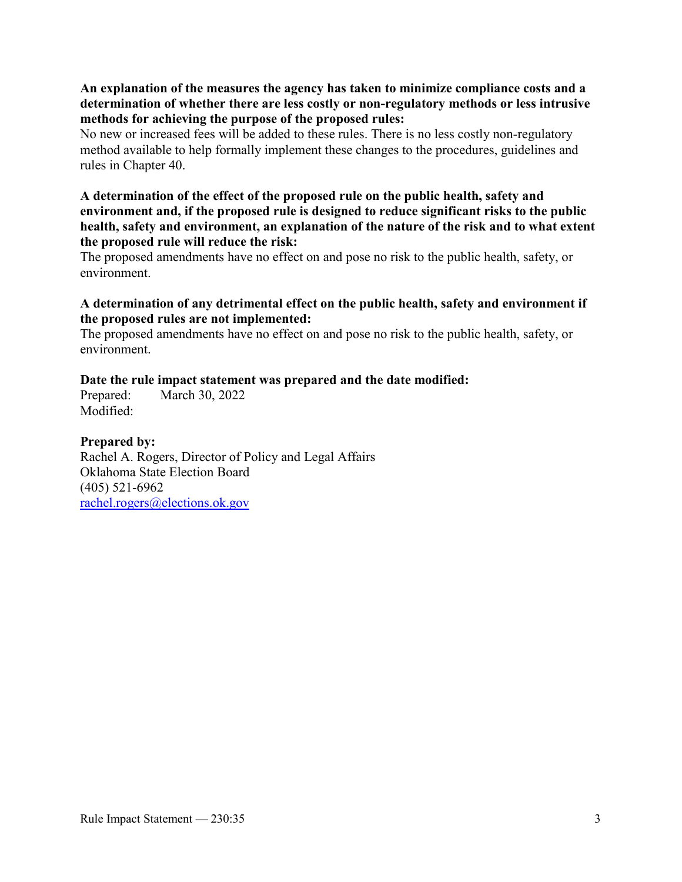**An explanation of the measures the agency has taken to minimize compliance costs and a determination of whether there are less costly or non-regulatory methods or less intrusive methods for achieving the purpose of the proposed rules:**
No new or increased fees will be added to these rules. There is no less costly non-regulatory method available to help formally implement these changes to the procedures, guidelines and rules in Chapter 40.

**A determination of the effect of the proposed rule on the public health, safety and environment and, if the proposed rule is designed to reduce significant risks to the public health, safety and environment, an explanation of the nature of the risk and to what extent the proposed rule will reduce the risk:**
The proposed amendments have no effect on and pose no risk to the public health, safety, or environment.

**A determination of any detrimental effect on the public health, safety and environment if the proposed rules are not implemented:**
The proposed amendments have no effect on and pose no risk to the public health, safety, or environment.

**Date the rule impact statement was prepared and the date modified:**
Prepared: March 30, 2022
Modified:

**Prepared by:**
Rachel A. Rogers, Director of Policy and Legal Affairs
Oklahoma State Election Board
(405) 521-6962
rachel.rogers@elections.ok.gov